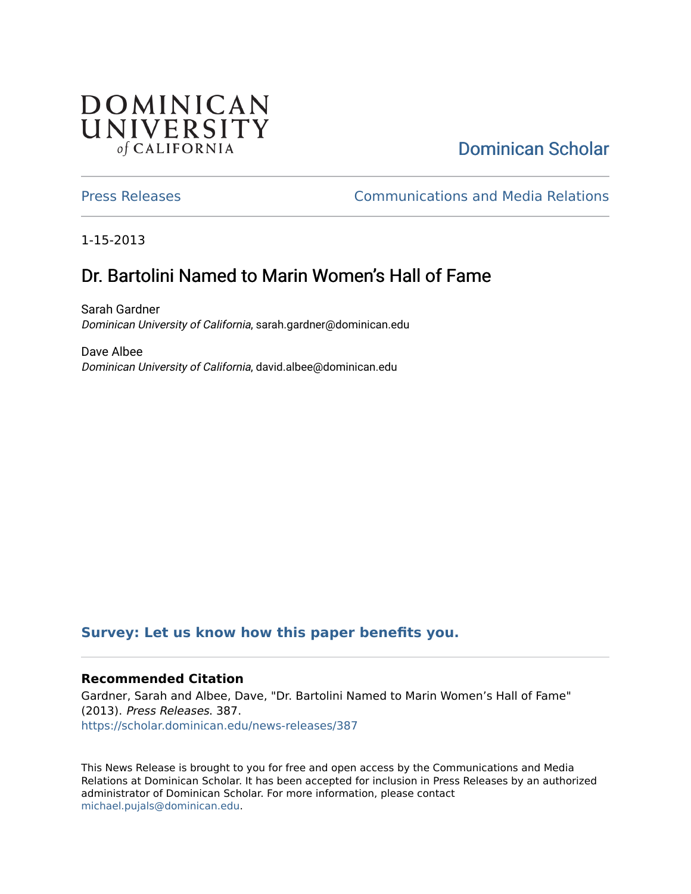DOMINICAN UNIVERSITY of CALIFORNIA

Dominican Scholar

Press Releases | Communications and Media Relations

1-15-2013

# Dr. Bartolini Named to Marin Women's Hall of Fame

Sarah Gardner
*Dominican University of California*, sarah.gardner@dominican.edu

Dave Albee
*Dominican University of California*, david.albee@dominican.edu

**Survey: Let us know how this paper benefits you.**

### Recommended Citation

Gardner, Sarah and Albee, Dave, "Dr. Bartolini Named to Marin Women's Hall of Fame" (2013). *Press Releases*. 387.
https://scholar.dominican.edu/news-releases/387

This News Release is brought to you for free and open access by the Communications and Media Relations at Dominican Scholar. It has been accepted for inclusion in Press Releases by an authorized administrator of Dominican Scholar. For more information, please contact michael.pujals@dominican.edu.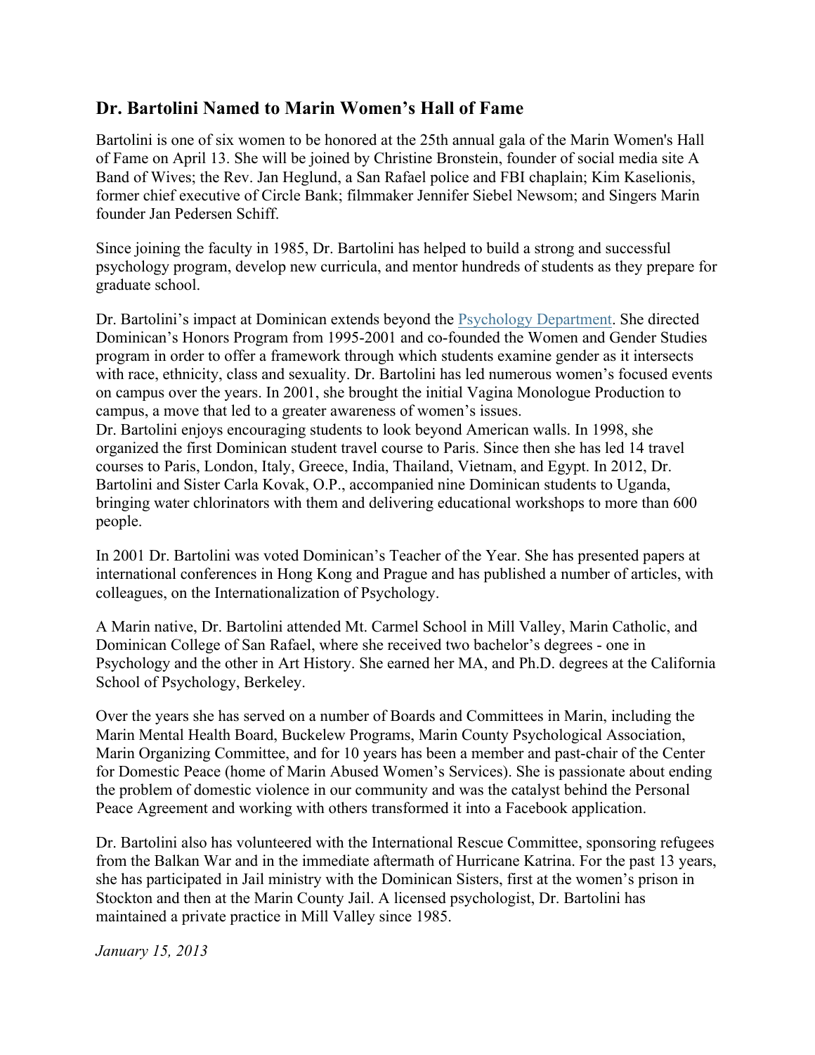## Dr. Bartolini Named to Marin Women's Hall of Fame

Bartolini is one of six women to be honored at the 25th annual gala of the Marin Women's Hall of Fame on April 13. She will be joined by Christine Bronstein, founder of social media site A Band of Wives; the Rev. Jan Heglund, a San Rafael police and FBI chaplain; Kim Kaselionis, former chief executive of Circle Bank; filmmaker Jennifer Siebel Newsom; and Singers Marin founder Jan Pedersen Schiff.

Since joining the faculty in 1985, Dr. Bartolini has helped to build a strong and successful psychology program, develop new curricula, and mentor hundreds of students as they prepare for graduate school.

Dr. Bartolini's impact at Dominican extends beyond the Psychology Department. She directed Dominican's Honors Program from 1995-2001 and co-founded the Women and Gender Studies program in order to offer a framework through which students examine gender as it intersects with race, ethnicity, class and sexuality. Dr. Bartolini has led numerous women's focused events on campus over the years. In 2001, she brought the initial Vagina Monologue Production to campus, a move that led to a greater awareness of women's issues.
Dr. Bartolini enjoys encouraging students to look beyond American walls. In 1998, she organized the first Dominican student travel course to Paris. Since then she has led 14 travel courses to Paris, London, Italy, Greece, India, Thailand, Vietnam, and Egypt. In 2012, Dr. Bartolini and Sister Carla Kovak, O.P., accompanied nine Dominican students to Uganda, bringing water chlorinators with them and delivering educational workshops to more than 600 people.

In 2001 Dr. Bartolini was voted Dominican's Teacher of the Year. She has presented papers at international conferences in Hong Kong and Prague and has published a number of articles, with colleagues, on the Internationalization of Psychology.

A Marin native, Dr. Bartolini attended Mt. Carmel School in Mill Valley, Marin Catholic, and Dominican College of San Rafael, where she received two bachelor's degrees - one in Psychology and the other in Art History. She earned her MA, and Ph.D. degrees at the California School of Psychology, Berkeley.

Over the years she has served on a number of Boards and Committees in Marin, including the Marin Mental Health Board, Buckelew Programs, Marin County Psychological Association, Marin Organizing Committee, and for 10 years has been a member and past-chair of the Center for Domestic Peace (home of Marin Abused Women's Services). She is passionate about ending the problem of domestic violence in our community and was the catalyst behind the Personal Peace Agreement and working with others transformed it into a Facebook application.

Dr. Bartolini also has volunteered with the International Rescue Committee, sponsoring refugees from the Balkan War and in the immediate aftermath of Hurricane Katrina. For the past 13 years, she has participated in Jail ministry with the Dominican Sisters, first at the women's prison in Stockton and then at the Marin County Jail. A licensed psychologist, Dr. Bartolini has maintained a private practice in Mill Valley since 1985.

*January 15, 2013*